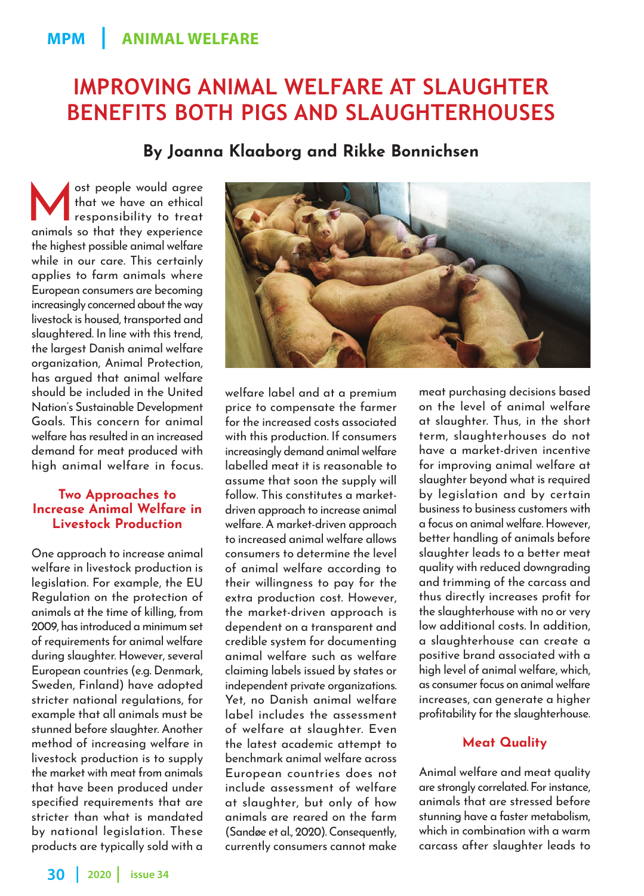# IMPROVING ANIMAL WELFARE AT SLAUGHTER BENEFITS BOTH PIGS AND SLAUGHTERHOUSES

**By Joanna Klaaborg and Rikke Bonnichsen**

Most people would agree that we have an ethical responsibility to treat animals so that they experience the highest possible animal welfare while in our care. This certainly applies to farm animals where European consumers are becoming increasingly concerned about the way livestock is housed, transported and slaughtered. In line with this trend, the largest Danish animal welfare organization, Animal Protection, has argued that animal welfare should be included in the United Nation's Sustainable Development Goals. This concern for animal welfare has resulted in an increased demand for meat produced with high animal welfare in focus.

## Two Approaches to Increase Animal Welfare in Livestock Production

One approach to increase animal welfare in livestock production is legislation. For example, the EU Regulation on the protection of animals at the time of killing, from 2009, has introduced a minimum set of requirements for animal welfare during slaughter. However, several European countries (e.g. Denmark, Sweden, Finland) have adopted stricter national regulations, for example that all animals must be stunned before slaughter. Another method of increasing welfare in livestock production is to supply the market with meat from animals that have been produced under specified requirements that are stricter than what is mandated by national legislation. These products are typically sold with a welfare label and at a premium price to compensate the farmer for the increased costs associated with this production. If consumers increasingly demand animal welfare labelled meat it is reasonable to assume that soon the supply will follow. This constitutes a market-driven approach to increase animal welfare. A market-driven approach to increased animal welfare allows consumers to determine the level of animal welfare according to their willingness to pay for the extra production cost. However, the market-driven approach is dependent on a transparent and credible system for documenting animal welfare such as welfare claiming labels issued by states or independent private organizations. Yet, no Danish animal welfare label includes the assessment of welfare at slaughter. Even the latest academic attempt to benchmark animal welfare across European countries does not include assessment of welfare at slaughter, but only of how animals are reared on the farm (Sandøe et al., 2020). Consequently, currently consumers cannot make meat purchasing decisions based on the level of animal welfare at slaughter. Thus, in the short term, slaughterhouses do not have a market-driven incentive for improving animal welfare at slaughter beyond what is required by legislation and by certain business to business customers with a focus on animal welfare. However, better handling of animals before slaughter leads to a better meat quality with reduced downgrading and trimming of the carcass and thus directly increases profit for the slaughterhouse with no or very low additional costs. In addition, a slaughterhouse can create a positive brand associated with a high level of animal welfare, which, as consumer focus on animal welfare increases, can generate a higher profitability for the slaughterhouse.

## Meat Quality

Animal welfare and meat quality are strongly correlated. For instance, animals that are stressed before stunning have a faster metabolism, which in combination with a warm carcass after slaughter leads to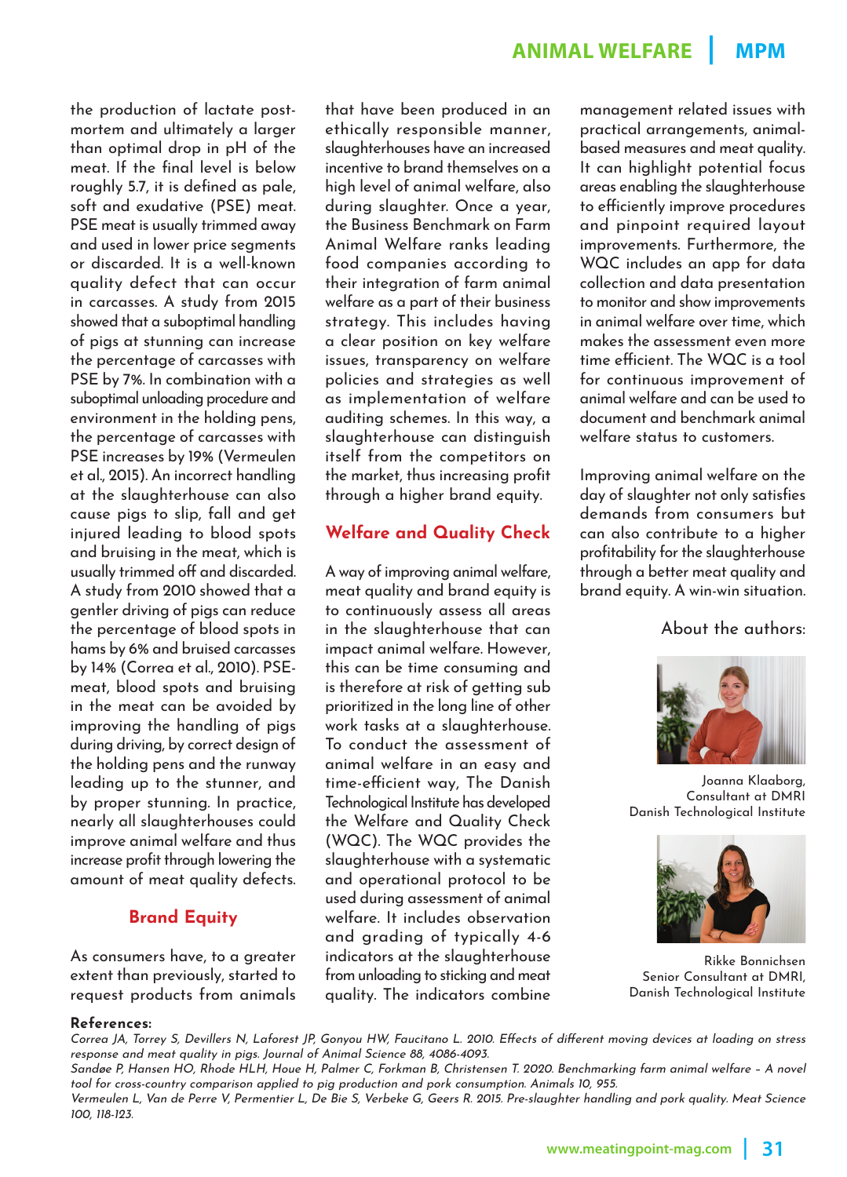the production of lactate post-mortem and ultimately a larger than optimal drop in pH of the meat. If the final level is below roughly 5.7, it is defined as pale, soft and exudative (PSE) meat. PSE meat is usually trimmed away and used in lower price segments or discarded. It is a well-known quality defect that can occur in carcasses. A study from 2015 showed that a suboptimal handling of pigs at stunning can increase the percentage of carcasses with PSE by 7%. In combination with a suboptimal unloading procedure and environment in the holding pens, the percentage of carcasses with PSE increases by 19% (Vermeulen et al., 2015). An incorrect handling at the slaughterhouse can also cause pigs to slip, fall and get injured leading to blood spots and bruising in the meat, which is usually trimmed off and discarded. A study from 2010 showed that a gentler driving of pigs can reduce the percentage of blood spots in hams by 6% and bruised carcasses by 14% (Correa et al., 2010). PSE-meat, blood spots and bruising in the meat can be avoided by improving the handling of pigs during driving, by correct design of the holding pens and the runway leading up to the stunner, and by proper stunning. In practice, nearly all slaughterhouses could improve animal welfare and thus increase profit through lowering the amount of meat quality defects.

## Brand Equity

As consumers have, to a greater extent than previously, started to request products from animals that have been produced in an ethically responsible manner, slaughterhouses have an increased incentive to brand themselves on a high level of animal welfare, also during slaughter. Once a year, the Business Benchmark on Farm Animal Welfare ranks leading food companies according to their integration of farm animal welfare as a part of their business strategy. This includes having a clear position on key welfare issues, transparency on welfare policies and strategies as well as implementation of welfare auditing schemes. In this way, a slaughterhouse can distinguish itself from the competitors on the market, thus increasing profit through a higher brand equity.

## Welfare and Quality Check

A way of improving animal welfare, meat quality and brand equity is to continuously assess all areas in the slaughterhouse that can impact animal welfare. However, this can be time consuming and is therefore at risk of getting sub prioritized in the long line of other work tasks at a slaughterhouse. To conduct the assessment of animal welfare in an easy and time-efficient way, The Danish Technological Institute has developed the Welfare and Quality Check (WQC). The WQC provides the slaughterhouse with a systematic and operational protocol to be used during assessment of animal welfare. It includes observation and grading of typically 4-6 indicators at the slaughterhouse from unloading to sticking and meat quality. The indicators combine management related issues with practical arrangements, animal-based measures and meat quality. It can highlight potential focus areas enabling the slaughterhouse to efficiently improve procedures and pinpoint required layout improvements. Furthermore, the WQC includes an app for data collection and data presentation to monitor and show improvements in animal welfare over time, which makes the assessment even more time efficient. The WQC is a tool for continuous improvement of animal welfare and can be used to document and benchmark animal welfare status to customers.

Improving animal welfare on the day of slaughter not only satisfies demands from consumers but can also contribute to a higher profitability for the slaughterhouse through a better meat quality and brand equity. A win-win situation.

About the authors:

Joanna Klaaborg,
Consultant at DMRI
Danish Technological Institute

Rikke Bonnichsen
Senior Consultant at DMRI,
Danish Technological Institute

**References:**

*Correa JA, Torrey S, Devillers N, Laforest JP, Gonyou HW, Faucitano L. 2010. Effects of different moving devices at loading on stress response and meat quality in pigs. Journal of Animal Science 88, 4086-4093.*

*Sandøe P, Hansen HO, Rhode HLH, Houe H, Palmer C, Forkman B, Christensen T. 2020. Benchmarking farm animal welfare – A novel tool for cross-country comparison applied to pig production and pork consumption. Animals 10, 955.*

*Vermeulen L, Van de Perre V, Permentier L, De Bie S, Verbeke G, Geers R. 2015. Pre-slaughter handling and pork quality. Meat Science 100, 118-123.*